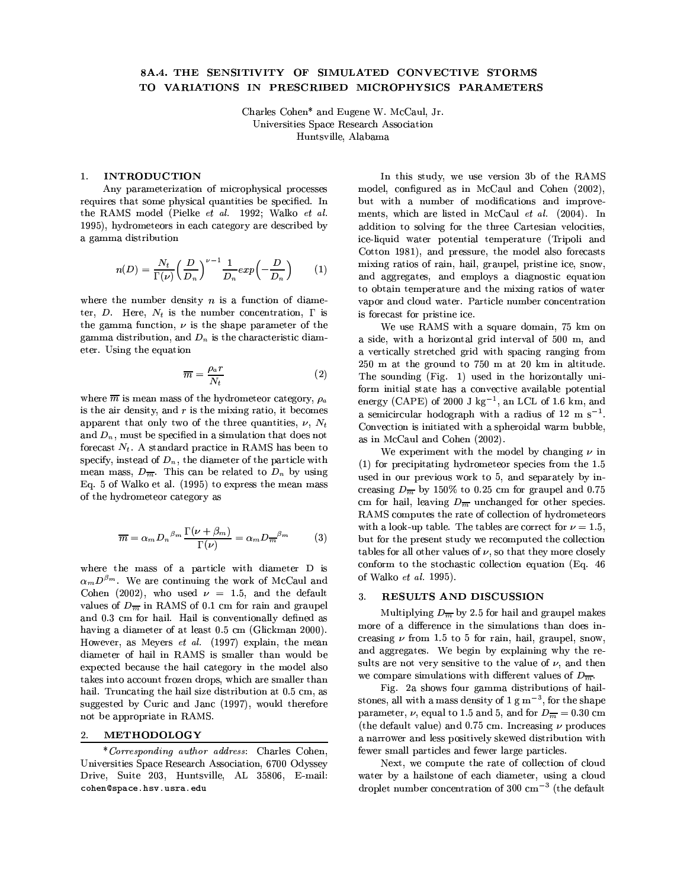# 8A.4. THE SENSITIVITY OF SIMULATED CONVECTIVE STORMS TO VARIATIONS IN PRESCRIBED MICROPHYSICS PARAMETERS

Charles Cohen* and Eugene W. McCaul, Jr.
Universities Space Research Association
Huntsville, Alabama

## 1. INTRODUCTION

Any parameterization of microphysical processes requires that some physical quantities be specified. In the RAMS model (Pielke *et al.* 1992; Walko *et al.* 1995), hydrometeors in each category are described by a gamma distribution

$$n(D) = \frac{N_t}{\Gamma(\nu)}\left(\frac{D}{D_n}\right)^{\nu-1}\frac{1}{D_n}exp\left(-\frac{D}{D_n}\right) \qquad (1)$$

where the number density $n$ is a function of diameter, $D$. Here, $N_t$ is the number concentration, $\Gamma$ is the gamma function, $\nu$ is the shape parameter of the gamma distribution, and $D_n$ is the characteristic diameter. Using the equation

$$\overline{m} = \frac{\rho_a r}{N_t} \qquad (2)$$

where $\overline{m}$ is mean mass of the hydrometeor category, $\rho_a$ is the air density, and $r$ is the mixing ratio, it becomes apparent that only two of the three quantities, $\nu$, $N_t$ and $D_n$, must be specified in a simulation that does not forecast $N_t$. A standard practice in RAMS has been to specify, instead of $D_n$, the diameter of the particle with mean mass, $D_{\overline{m}}$. This can be related to $D_n$ by using Eq. 5 of Walko et al. (1995) to express the mean mass of the hydrometeor category as

$$\overline{m} = \alpha_m {D_n}^{\beta_m}\frac{\Gamma(\nu+\beta_m)}{\Gamma(\nu)} = \alpha_m D_{\overline{m}}^{\ \beta_m} \qquad (3)$$

where the mass of a particle with diameter D is $\alpha_m D^{\beta_m}$. We are continuing the work of McCaul and Cohen (2002), who used $\nu = 1.5$, and the default values of $D_{\overline{m}}$ in RAMS of 0.1 cm for rain and graupel and 0.3 cm for hail. Hail is conventionally defined as having a diameter of at least 0.5 cm (Glickman 2000). However, as Meyers *et al.* (1997) explain, the mean diameter of hail in RAMS is smaller than would be expected because the hail category in the model also takes into account frozen drops, which are smaller than hail. Truncating the hail size distribution at 0.5 cm, as suggested by Curic and Janc (1997), would therefore not be appropriate in RAMS.

## 2. METHODOLOGY

In this study, we use version 3b of the RAMS model, configured as in McCaul and Cohen (2002), but with a number of modifications and improvements, which are listed in McCaul *et al.* (2004). In addition to solving for the three Cartesian velocities, ice-liquid water potential temperature (Tripoli and Cotton 1981), and pressure, the model also forecasts mixing ratios of rain, hail, graupel, pristine ice, snow, and aggregates, and employs a diagnostic equation to obtain temperature and the mixing ratios of water vapor and cloud water. Particle number concentration is forecast for pristine ice.

We use RAMS with a square domain, 75 km on a side, with a horizontal grid interval of 500 m, and a vertically stretched grid with spacing ranging from 250 m at the ground to 750 m at 20 km in altitude. The sounding (Fig. 1) used in the horizontally uniform initial state has a convective available potential energy (CAPE) of 2000 J kg$^{-1}$, an LCL of 1.6 km, and a semicircular hodograph with a radius of 12 m s$^{-1}$. Convection is initiated with a spheroidal warm bubble, as in McCaul and Cohen (2002).

We experiment with the model by changing $\nu$ in (1) for precipitating hydrometeor species from the 1.5 used in our previous work to 5, and separately by increasing $D_{\overline{m}}$ by 150% to 0.25 cm for graupel and 0.75 cm for hail, leaving $D_{\overline{m}}$ unchanged for other species. RAMS computes the rate of collection of hydrometeors with a look-up table. The tables are correct for $\nu = 1.5$, but for the present study we recomputed the collection tables for all other values of $\nu$, so that they more closely conform to the stochastic collection equation (Eq. 46 of Walko *et al.* 1995).

## 3. RESULTS AND DISCUSSION

Multiplying $D_{\overline{m}}$ by 2.5 for hail and graupel makes more of a difference in the simulations than does increasing $\nu$ from 1.5 to 5 for rain, hail, graupel, snow, and aggregates. We begin by explaining why the results are not very sensitive to the value of $\nu$, and then we compare simulations with different values of $D_{\overline{m}}$.

Fig. 2a shows four gamma distributions of hailstones, all with a mass density of 1 g m$^{-3}$, for the shape parameter, $\nu$, equal to 1.5 and 5, and for $D_{\overline{m}} = 0.30$ cm (the default value) and 0.75 cm. Increasing $\nu$ produces a narrower and less positively skewed distribution with fewer small particles and fewer large particles.

Next, we compute the rate of collection of cloud water by a hailstone of each diameter, using a cloud droplet number concentration of 300 cm$^{-3}$ (the default

---

\**Corresponding author address*: Charles Cohen, Universities Space Research Association, 6700 Odyssey Drive, Suite 203, Huntsville, AL 35806, E-mail: cohen@space.hsv.usra.edu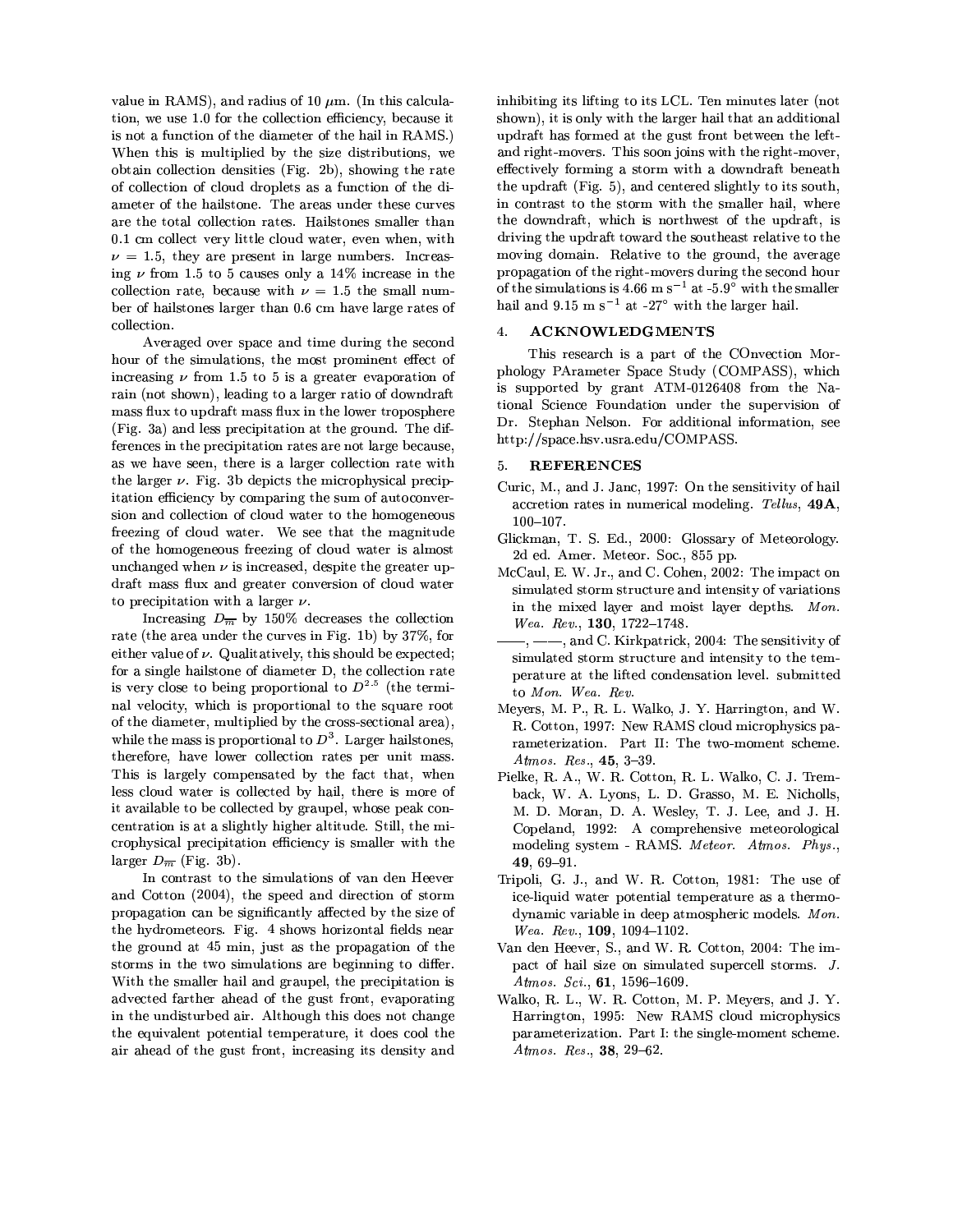value in RAMS), and radius of 10 $\mu$m. (In this calculation, we use 1.0 for the collection efficiency, because it is not a function of the diameter of the hail in RAMS.) When this is multiplied by the size distributions, we obtain collection densities (Fig. 2b), showing the rate of collection of cloud droplets as a function of the diameter of the hailstone. The areas under these curves are the total collection rates. Hailstones smaller than 0.1 cm collect very little cloud water, even when, with $\nu = 1.5$, they are present in large numbers. Increasing $\nu$ from 1.5 to 5 causes only a 14% increase in the collection rate, because with $\nu = 1.5$ the small number of hailstones larger than 0.6 cm have large rates of collection.

Averaged over space and time during the second hour of the simulations, the most prominent effect of increasing $\nu$ from 1.5 to 5 is a greater evaporation of rain (not shown), leading to a larger ratio of downdraft mass flux to updraft mass flux in the lower troposphere (Fig. 3a) and less precipitation at the ground. The differences in the precipitation rates are not large because, as we have seen, there is a larger collection rate with the larger $\nu$. Fig. 3b depicts the microphysical precipitation efficiency by comparing the sum of autoconversion and collection of cloud water to the homogeneous freezing of cloud water. We see that the magnitude of the homogeneous freezing of cloud water is almost unchanged when $\nu$ is increased, despite the greater updraft mass flux and greater conversion of cloud water to precipitation with a larger $\nu$.

Increasing $D_{\overline{m}}$ by 150% decreases the collection rate (the area under the curves in Fig. 1b) by 37%, for either value of $\nu$. Qualitatively, this should be expected; for a single hailstone of diameter D, the collection rate is very close to being proportional to $D^{2.5}$ (the terminal velocity, which is proportional to the square root of the diameter, multiplied by the cross-sectional area), while the mass is proportional to $D^3$. Larger hailstones, therefore, have lower collection rates per unit mass. This is largely compensated by the fact that, when less cloud water is collected by hail, there is more of it available to be collected by graupel, whose peak concentration is at a slightly higher altitude. Still, the microphysical precipitation efficiency is smaller with the larger $D_{\overline{m}}$ (Fig. 3b).

In contrast to the simulations of van den Heever and Cotton (2004), the speed and direction of storm propagation can be significantly affected by the size of the hydrometeors. Fig. 4 shows horizontal fields near the ground at 45 min, just as the propagation of the storms in the two simulations are beginning to differ. With the smaller hail and graupel, the precipitation is advected farther ahead of the gust front, evaporating in the undisturbed air. Although this does not change the equivalent potential temperature, it does cool the air ahead of the gust front, increasing its density and inhibiting its lifting to its LCL. Ten minutes later (not shown), it is only with the larger hail that an additional updraft has formed at the gust front between the left- and right-movers. This soon joins with the right-mover, effectively forming a storm with a downdraft beneath the updraft (Fig. 5), and centered slightly to its south, in contrast to the storm with the smaller hail, where the downdraft, which is northwest of the updraft, is driving the updraft toward the southeast relative to the moving domain. Relative to the ground, the average propagation of the right-movers during the second hour of the simulations is 4.66 m s$^{-1}$ at -5.9° with the smaller hail and 9.15 m s$^{-1}$ at -27° with the larger hail.

## 4. ACKNOWLEDGMENTS

This research is a part of the COnvection Morphology PArameter Space Study (COMPASS), which is supported by grant ATM-0126408 from the National Science Foundation under the supervision of Dr. Stephan Nelson. For additional information, see http://space.hsv.usra.edu/COMPASS.

## 5. REFERENCES

Curic, M., and J. Janc, 1997: On the sensitivity of hail accretion rates in numerical modeling. *Tellus*, **49A**, 100–107.

Glickman, T. S. Ed., 2000: Glossary of Meteorology. 2d ed. Amer. Meteor. Soc., 855 pp.

McCaul, E. W. Jr., and C. Cohen, 2002: The impact on simulated storm structure and intensity of variations in the mixed layer and moist layer depths. *Mon. Wea. Rev.*, **130**, 1722–1748.

——, ——, and C. Kirkpatrick, 2004: The sensitivity of simulated storm structure and intensity to the temperature at the lifted condensation level. submitted to *Mon. Wea. Rev.*

Meyers, M. P., R. L. Walko, J. Y. Harrington, and W. R. Cotton, 1997: New RAMS cloud microphysics parameterization. Part II: The two-moment scheme. *Atmos. Res.*, **45**, 3–39.

Pielke, R. A., W. R. Cotton, R. L. Walko, C. J. Tremback, W. A. Lyons, L. D. Grasso, M. E. Nicholls, M. D. Moran, D. A. Wesley, T. J. Lee, and J. H. Copeland, 1992: A comprehensive meteorological modeling system - RAMS. *Meteor. Atmos. Phys.*, **49**, 69–91.

Tripoli, G. J., and W. R. Cotton, 1981: The use of ice-liquid water potential temperature as a thermodynamic variable in deep atmospheric models. *Mon. Wea. Rev.*, **109**, 1094–1102.

Van den Heever, S., and W. R. Cotton, 2004: The impact of hail size on simulated supercell storms. *J. Atmos. Sci.*, **61**, 1596–1609.

Walko, R. L., W. R. Cotton, M. P. Meyers, and J. Y. Harrington, 1995: New RAMS cloud microphysics parameterization. Part I: the single-moment scheme. *Atmos. Res.*, **38**, 29–62.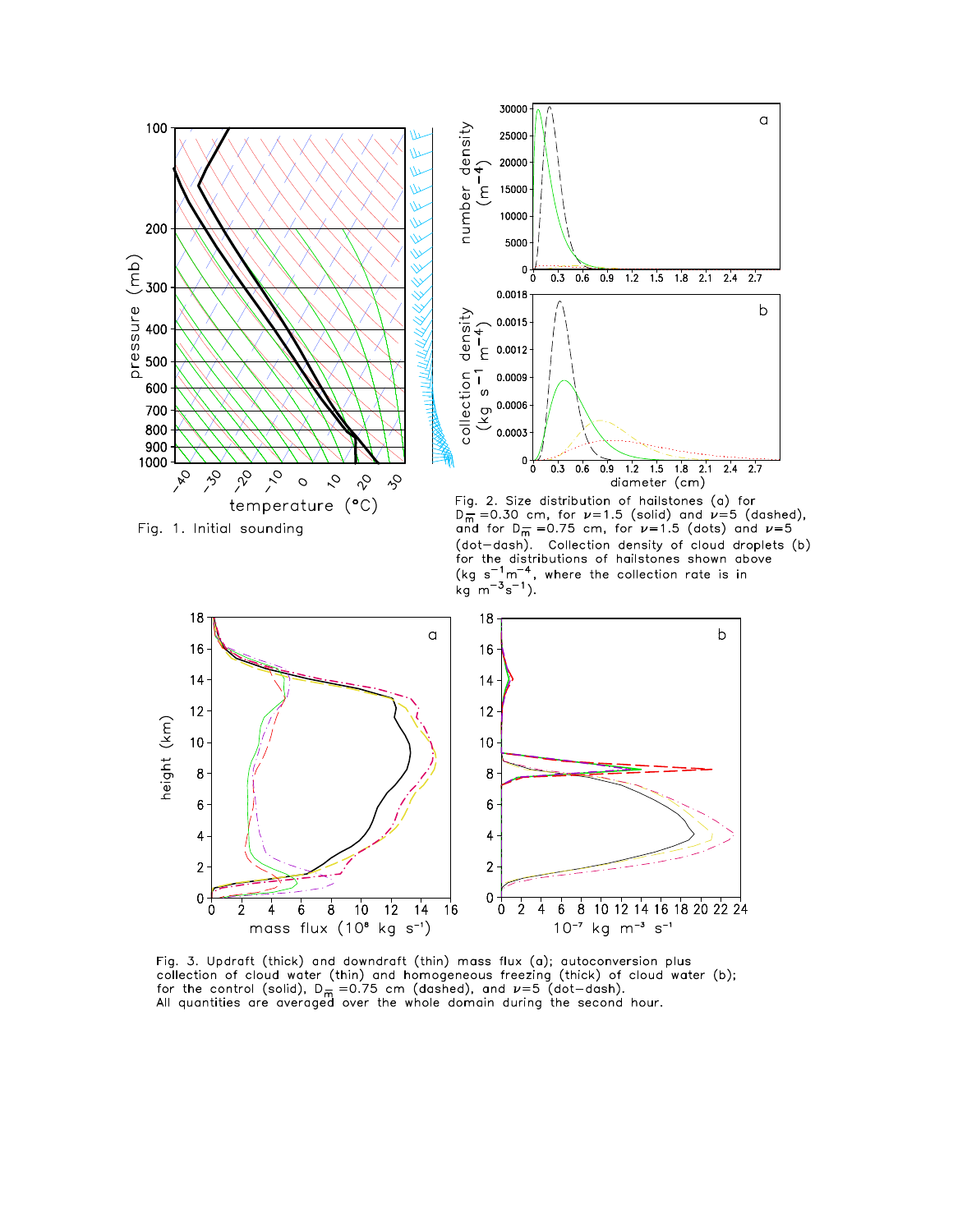Fig. 1. Initial sounding

Fig. 2. Size distribution of hailstones (a) for $D_{\overline{m}}$ =0.30 cm, for $\nu$=1.5 (solid) and $\nu$=5 (dashed), and for $D_{\overline{m}}$ =0.75 cm, for $\nu$=1.5 (dots) and $\nu$=5 (dot-dash). Collection density of cloud droplets (b) for the distributions of hailstones shown above (kg $s^{-1}m^{-4}$, where the collection rate is in kg $m^{-3}s^{-1}$).

Fig. 3. Updraft (thick) and downdraft (thin) mass flux (a); autoconversion plus collection of cloud water (thin) and homogeneous freezing (thick) of cloud water (b); for the control (solid), $D_{\overline{m}}$ =0.75 cm (dashed), and $\nu$=5 (dot-dash). All quantities are averaged over the whole domain during the second hour.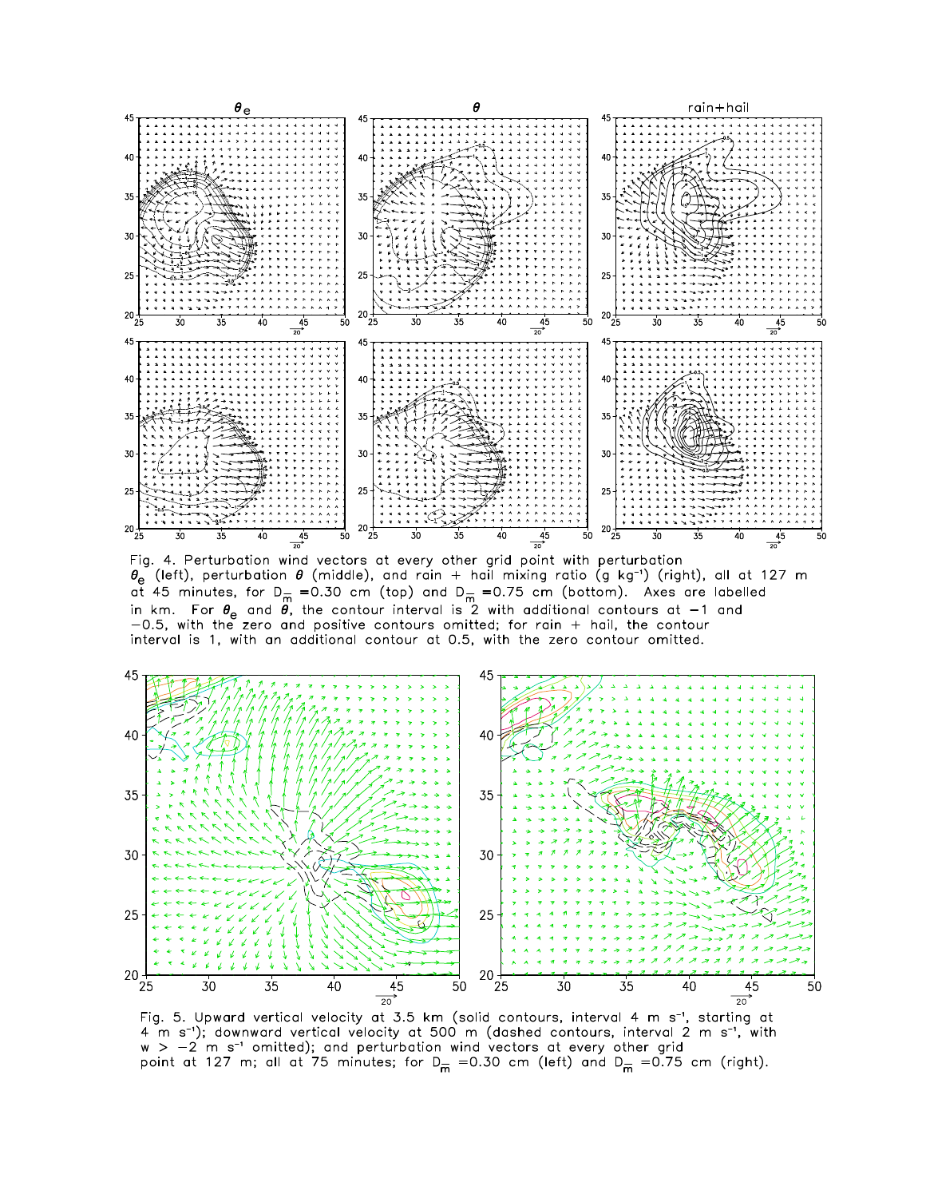θe

θ

rain+hail

Fig. 4. Perturbation wind vectors at every other grid point with perturbation $\theta_e$ (left), perturbation $\theta$ (middle), and rain + hail mixing ratio (g kg$^{-1}$) (right), all at 127 m at 45 minutes, for $D_{\overline{m}} =0.30$ cm (top) and $D_{\overline{m}} = 0.75$ cm (bottom). Axes are labelled in km. For $\theta_e$ and $\theta$, the contour interval is 2 with additional contours at $-1$ and $-0.5$, with the zero and positive contours omitted; for rain + hail, the contour interval is 1, with an additional contour at 0.5, with the zero contour omitted.

Fig. 5. Upward vertical velocity at 3.5 km (solid contours, interval 4 m s$^{-1}$, starting at 4 m s$^{-1}$); downward vertical velocity at 500 m (dashed contours, interval 2 m s$^{-1}$, with $w > -2$ m s$^{-1}$ omitted); and perturbation wind vectors at every other grid point at 127 m; all at 75 minutes; for $D_{\overline{m}} = 0.30$ cm (left) and $D_{\overline{m}} = 0.75$ cm (right).